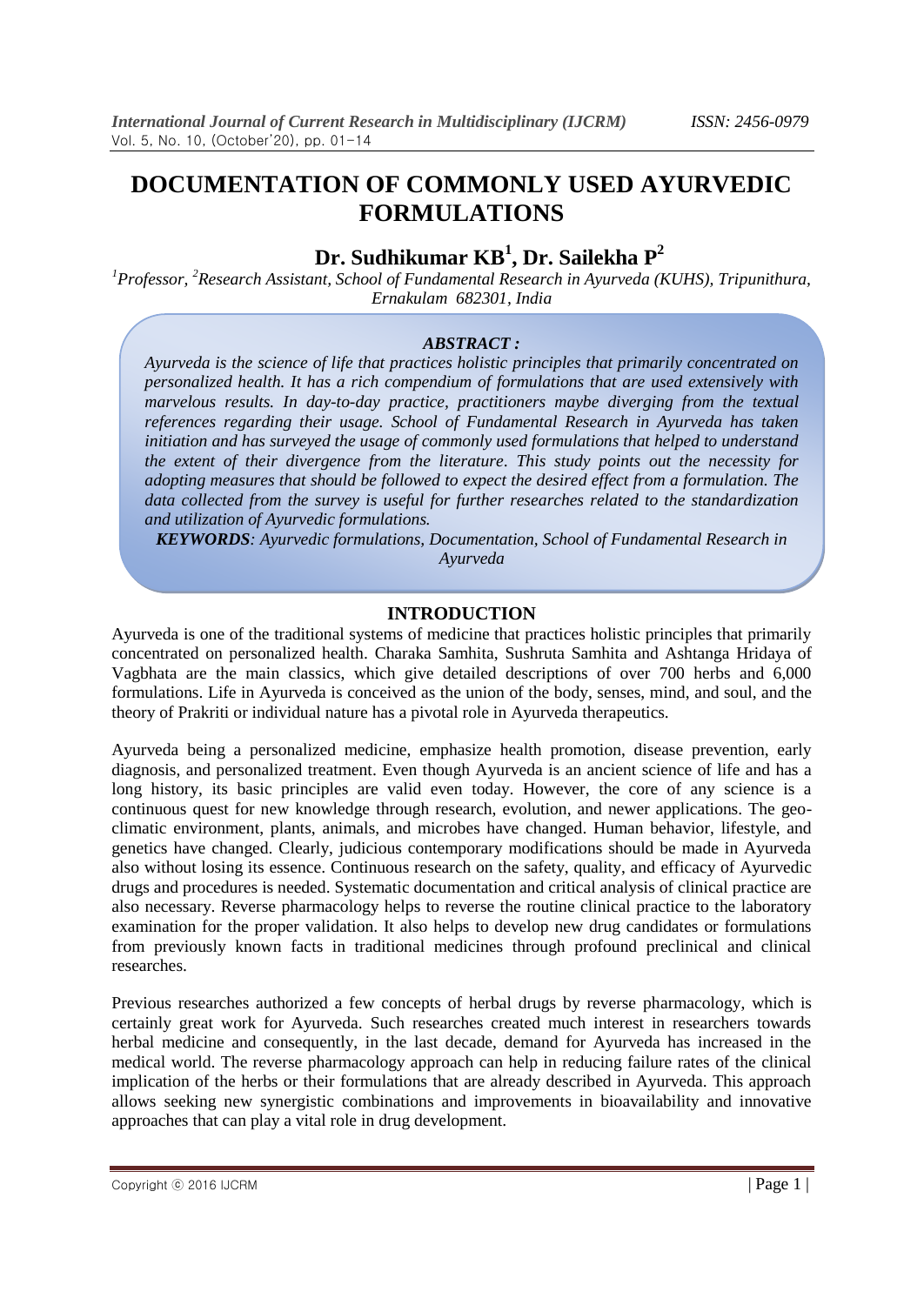# DOCUMENTATION OF COMMONLY USED AYURVEDIC FORMULATIONS

## Dr. Sudhikumar KB[1], Dr. Sailekha P[2]

*[1]Professor, [2]Research Assistant, School of Fundamental Research in Ayurveda (KUHS), Tripunithura, Ernakulam 682301, India*

***ABSTRACT :***

*Ayurveda is the science of life that practices holistic principles that primarily concentrated on personalized health. It has a rich compendium of formulations that are used extensively with marvelous results. In day-to-day practice, practitioners maybe diverging from the textual references regarding their usage. School of Fundamental Research in Ayurveda has taken initiation and has surveyed the usage of commonly used formulations that helped to understand the extent of their divergence from the literature. This study points out the necessity for adopting measures that should be followed to expect the desired effect from a formulation. The data collected from the survey is useful for further researches related to the standardization and utilization of Ayurvedic formulations.*

***KEYWORDS**: Ayurvedic formulations, Documentation, School of Fundamental Research in Ayurveda*

## INTRODUCTION

Ayurveda is one of the traditional systems of medicine that practices holistic principles that primarily concentrated on personalized health. Charaka Samhita, Sushruta Samhita and Ashtanga Hridaya of Vagbhata are the main classics, which give detailed descriptions of over 700 herbs and 6,000 formulations. Life in Ayurveda is conceived as the union of the body, senses, mind, and soul, and the theory of Prakriti or individual nature has a pivotal role in Ayurveda therapeutics.

Ayurveda being a personalized medicine, emphasize health promotion, disease prevention, early diagnosis, and personalized treatment. Even though Ayurveda is an ancient science of life and has a long history, its basic principles are valid even today. However, the core of any science is a continuous quest for new knowledge through research, evolution, and newer applications. The geo-climatic environment, plants, animals, and microbes have changed. Human behavior, lifestyle, and genetics have changed. Clearly, judicious contemporary modifications should be made in Ayurveda also without losing its essence. Continuous research on the safety, quality, and efficacy of Ayurvedic drugs and procedures is needed. Systematic documentation and critical analysis of clinical practice are also necessary. Reverse pharmacology helps to reverse the routine clinical practice to the laboratory examination for the proper validation. It also helps to develop new drug candidates or formulations from previously known facts in traditional medicines through profound preclinical and clinical researches.

Previous researches authorized a few concepts of herbal drugs by reverse pharmacology, which is certainly great work for Ayurveda. Such researches created much interest in researchers towards herbal medicine and consequently, in the last decade, demand for Ayurveda has increased in the medical world. The reverse pharmacology approach can help in reducing failure rates of the clinical implication of the herbs or their formulations that are already described in Ayurveda. This approach allows seeking new synergistic combinations and improvements in bioavailability and innovative approaches that can play a vital role in drug development.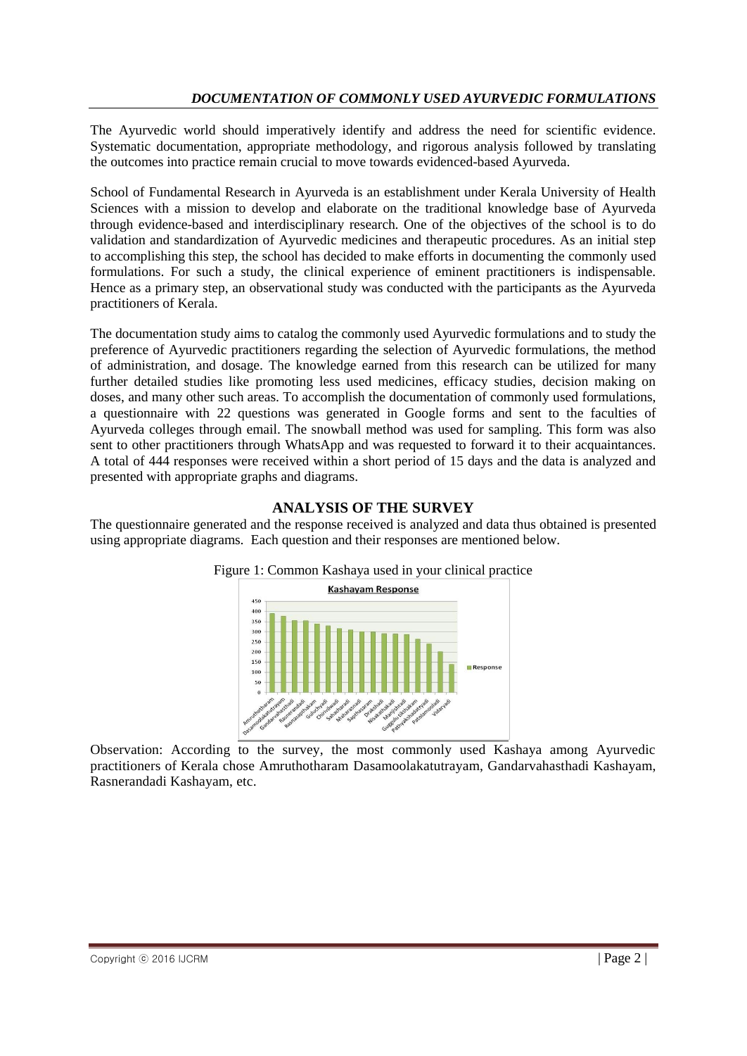The Ayurvedic world should imperatively identify and address the need for scientific evidence. Systematic documentation, appropriate methodology, and rigorous analysis followed by translating the outcomes into practice remain crucial to move towards evidenced-based Ayurveda.

School of Fundamental Research in Ayurveda is an establishment under Kerala University of Health Sciences with a mission to develop and elaborate on the traditional knowledge base of Ayurveda through evidence-based and interdisciplinary research. One of the objectives of the school is to do validation and standardization of Ayurvedic medicines and therapeutic procedures. As an initial step to accomplishing this step, the school has decided to make efforts in documenting the commonly used formulations. For such a study, the clinical experience of eminent practitioners is indispensable. Hence as a primary step, an observational study was conducted with the participants as the Ayurveda practitioners of Kerala.

The documentation study aims to catalog the commonly used Ayurvedic formulations and to study the preference of Ayurvedic practitioners regarding the selection of Ayurvedic formulations, the method of administration, and dosage. The knowledge earned from this research can be utilized for many further detailed studies like promoting less used medicines, efficacy studies, decision making on doses, and many other such areas. To accomplish the documentation of commonly used formulations, a questionnaire with 22 questions was generated in Google forms and sent to the faculties of Ayurveda colleges through email. The snowball method was used for sampling. This form was also sent to other practitioners through WhatsApp and was requested to forward it to their acquaintances. A total of 444 responses were received within a short period of 15 days and the data is analyzed and presented with appropriate graphs and diagrams.

## ANALYSIS OF THE SURVEY

The questionnaire generated and the response received is analyzed and data thus obtained is presented using appropriate diagrams. Each question and their responses are mentioned below.

Figure 1: Common Kashaya used in your clinical practice

Observation: According to the survey, the most commonly used Kashaya among Ayurvedic practitioners of Kerala chose Amruthotharam Dasamoolakatutrayam, Gandarvahasthadi Kashayam, Rasnerandadi Kashayam, etc.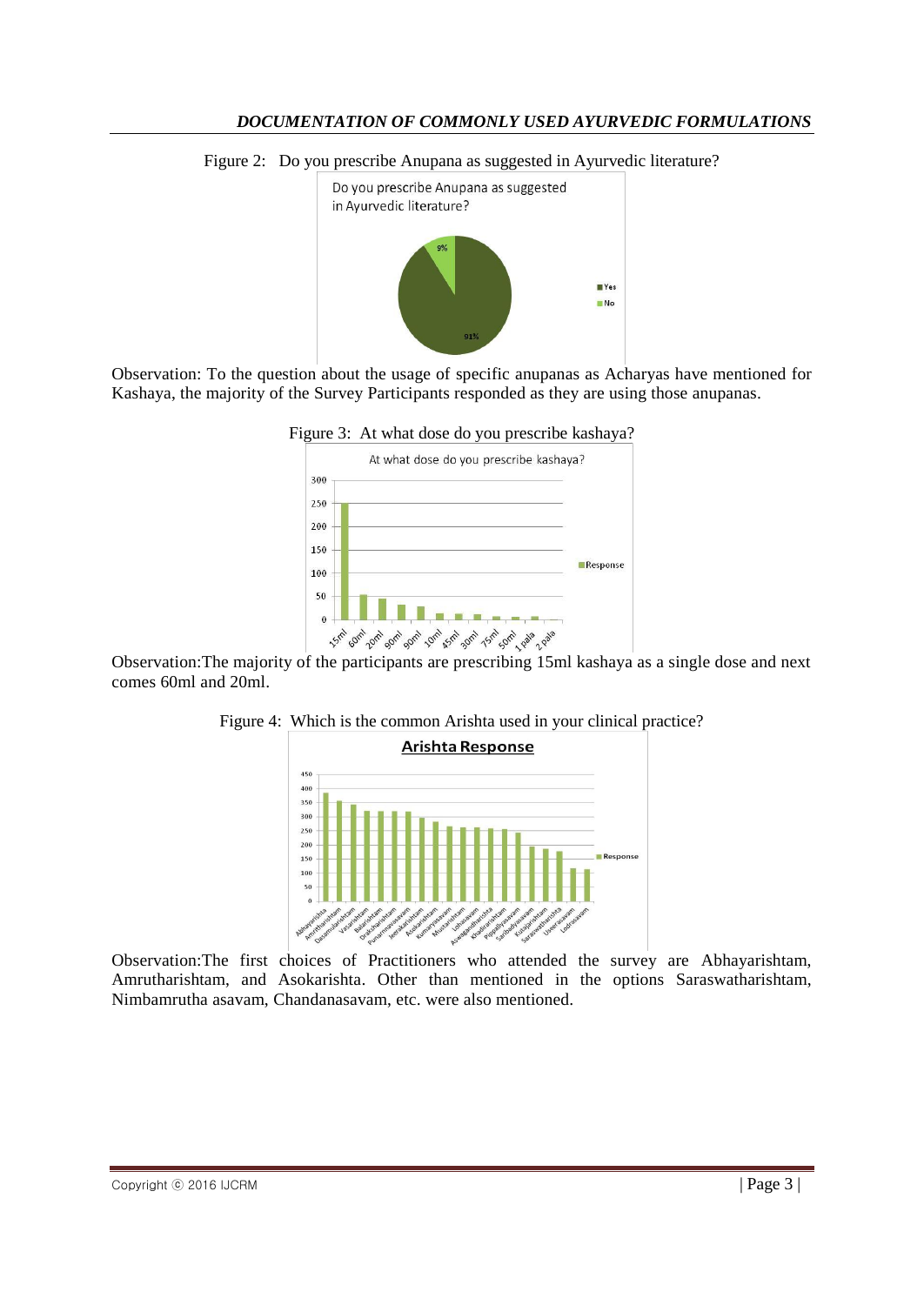Figure 2: Do you prescribe Anupana as suggested in Ayurvedic literature?

Observation: To the question about the usage of specific anupanas as Acharyas have mentioned for Kashaya, the majority of the Survey Participants responded as they are using those anupanas.

Figure 3: At what dose do you prescribe kashaya?

Observation:The majority of the participants are prescribing 15ml kashaya as a single dose and next comes 60ml and 20ml.

Figure 4: Which is the common Arishta used in your clinical practice?

Observation:The first choices of Practitioners who attended the survey are Abhayarishtam, Amrutharishtam, and Asokarishta. Other than mentioned in the options Saraswatharishtam, Nimbamrutha asavam, Chandanasavam, etc. were also mentioned.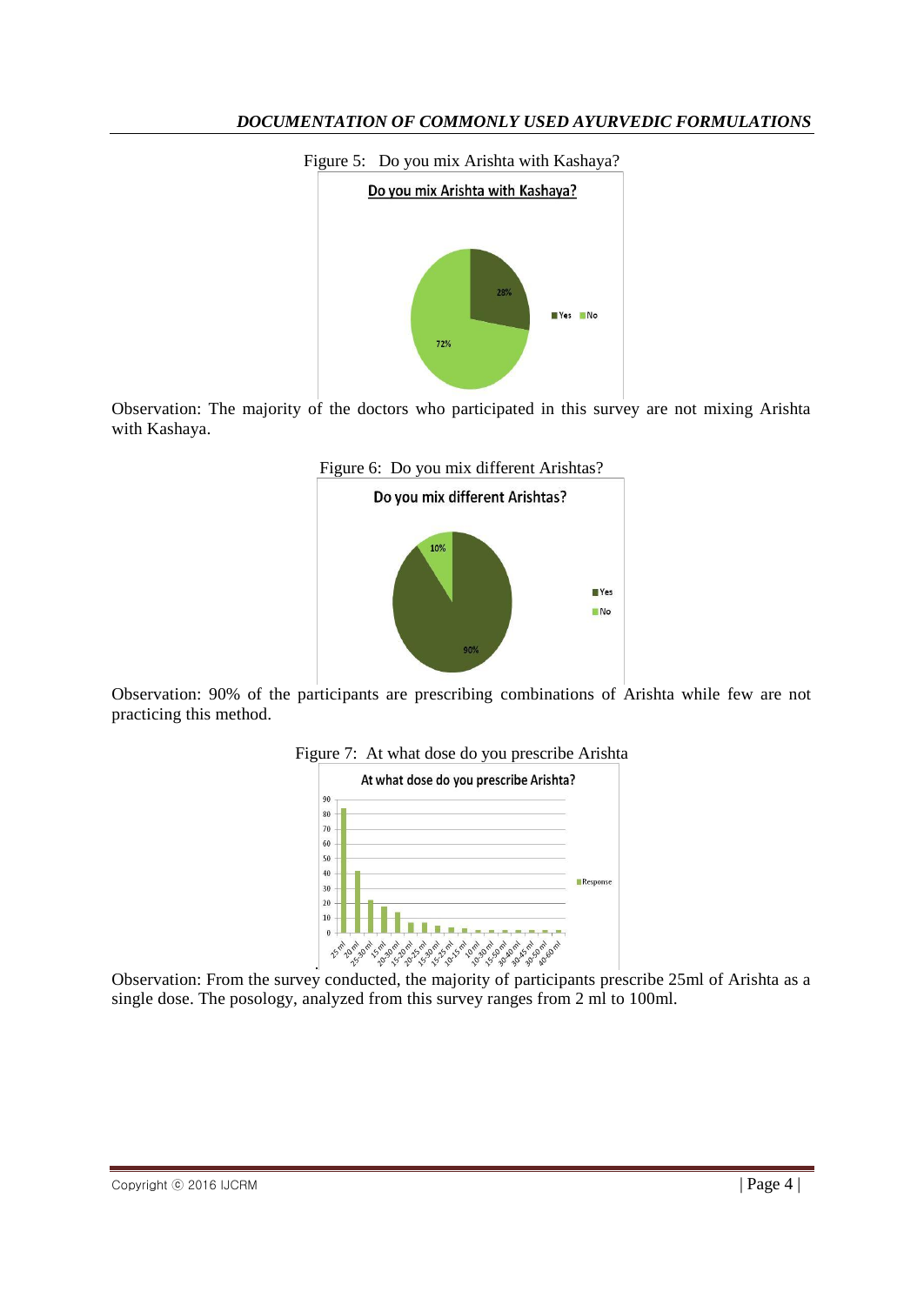Figure 5: Do you mix Arishta with Kashaya?

Observation: The majority of the doctors who participated in this survey are not mixing Arishta with Kashaya.

Figure 6: Do you mix different Arishtas?

Observation: 90% of the participants are prescribing combinations of Arishta while few are not practicing this method.

Figure 7: At what dose do you prescribe Arishta

Observation: From the survey conducted, the majority of participants prescribe 25ml of Arishta as a single dose. The posology, analyzed from this survey ranges from 2 ml to 100ml.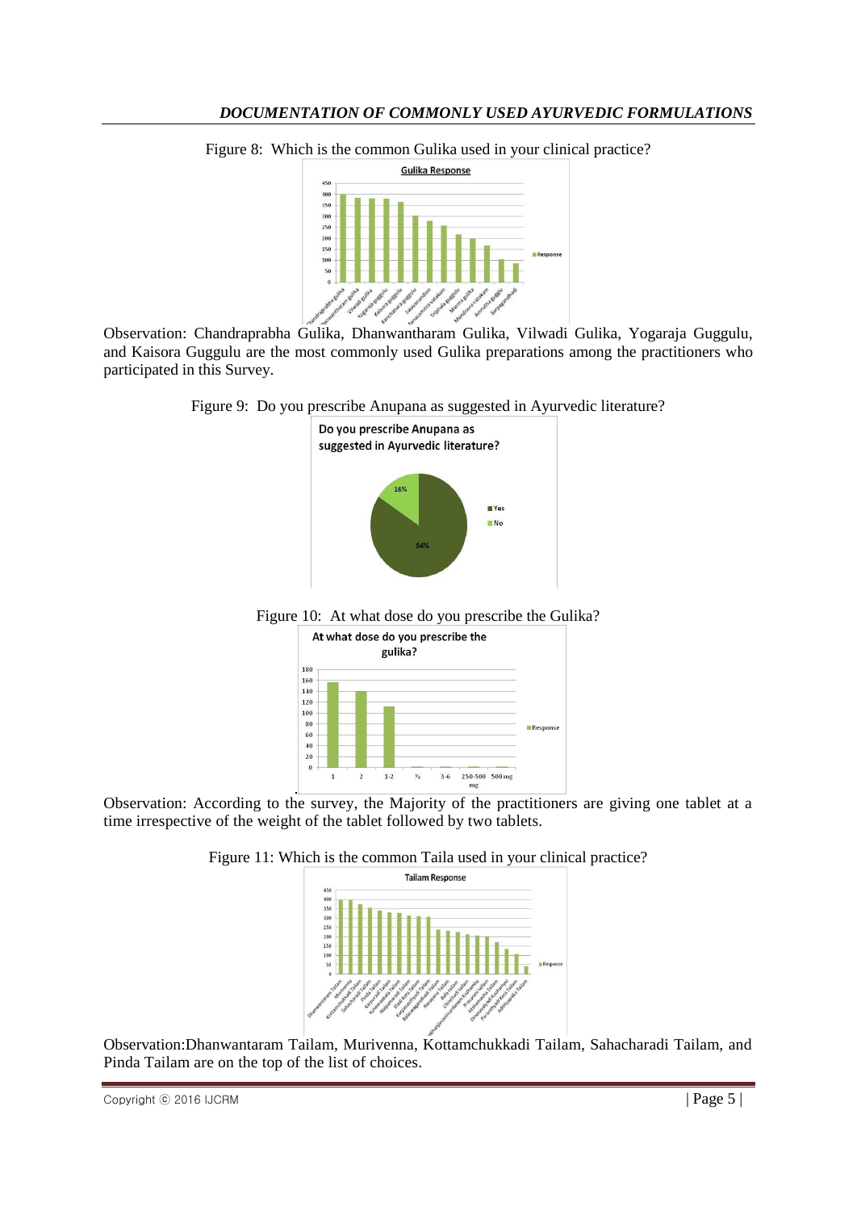Figure 8: Which is the common Gulika used in your clinical practice?

Observation: Chandraprabha Gulika, Dhanwantharam Gulika, Vilwadi Gulika, Yogaraja Guggulu, and Kaisora Guggulu are the most commonly used Gulika preparations among the practitioners who participated in this Survey.

Figure 9: Do you prescribe Anupana as suggested in Ayurvedic literature?

Figure 10: At what dose do you prescribe the Gulika?

Observation: According to the survey, the Majority of the practitioners are giving one tablet at a time irrespective of the weight of the tablet followed by two tablets.

Figure 11: Which is the common Taila used in your clinical practice?

Observation:Dhanwantaram Tailam, Murivenna, Kottamchukkadi Tailam, Sahacharadi Tailam, and Pinda Tailam are on the top of the list of choices.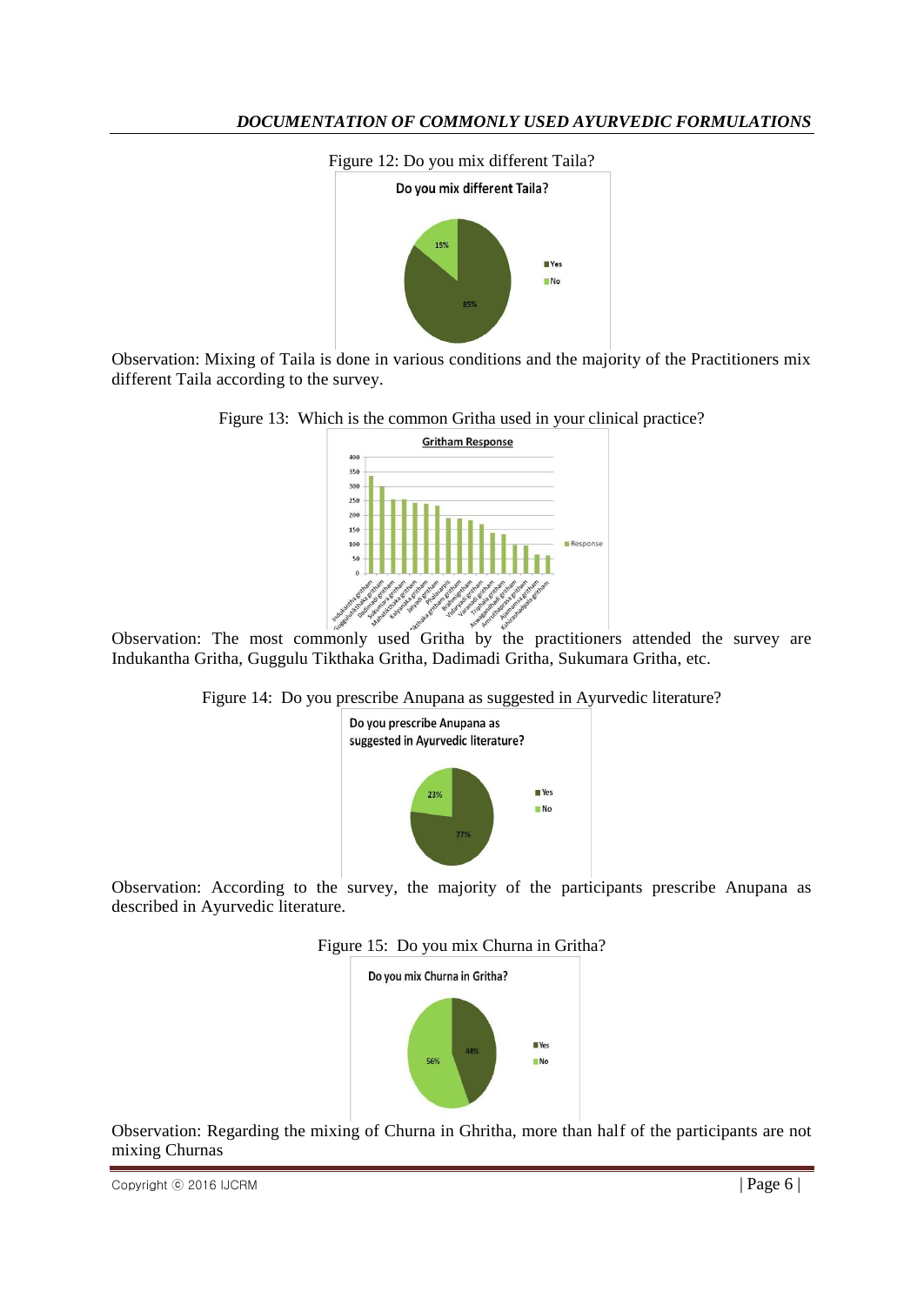Figure 12: Do you mix different Taila?

Observation: Mixing of Taila is done in various conditions and the majority of the Practitioners mix different Taila according to the survey.

Figure 13: Which is the common Gritha used in your clinical practice?

Observation: The most commonly used Gritha by the practitioners attended the survey are Indukantha Gritha, Guggulu Tikthaka Gritha, Dadimadi Gritha, Sukumara Gritha, etc.

Figure 14: Do you prescribe Anupana as suggested in Ayurvedic literature?

Observation: According to the survey, the majority of the participants prescribe Anupana as described in Ayurvedic literature.

Figure 15: Do you mix Churna in Gritha?

Observation: Regarding the mixing of Churna in Ghritha, more than half of the participants are not mixing Churnas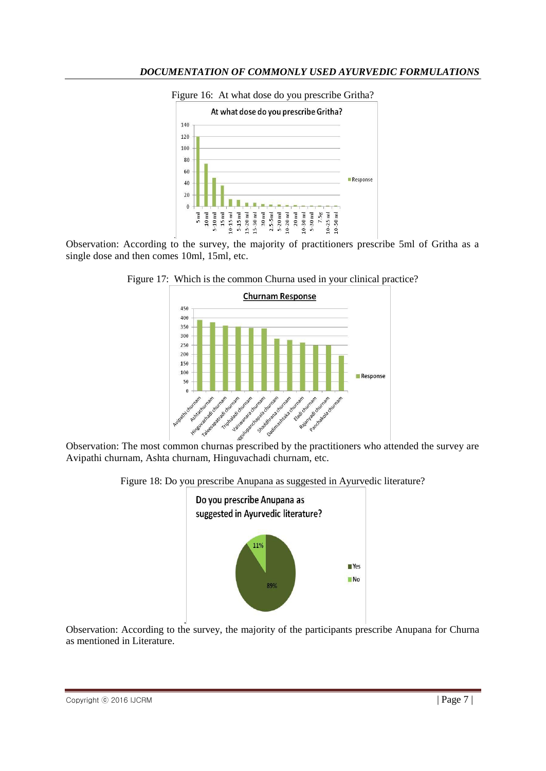Figure 16: At what dose do you prescribe Gritha?

Observation: According to the survey, the majority of practitioners prescribe 5ml of Gritha as a single dose and then comes 10ml, 15ml, etc.

Figure 17: Which is the common Churna used in your clinical practice?

Observation: The most common churnas prescribed by the practitioners who attended the survey are Avipathi churnam, Ashta churnam, Hinguvachadi churnam, etc.

Figure 18: Do you prescribe Anupana as suggested in Ayurvedic literature?

Observation: According to the survey, the majority of the participants prescribe Anupana for Churna as mentioned in Literature.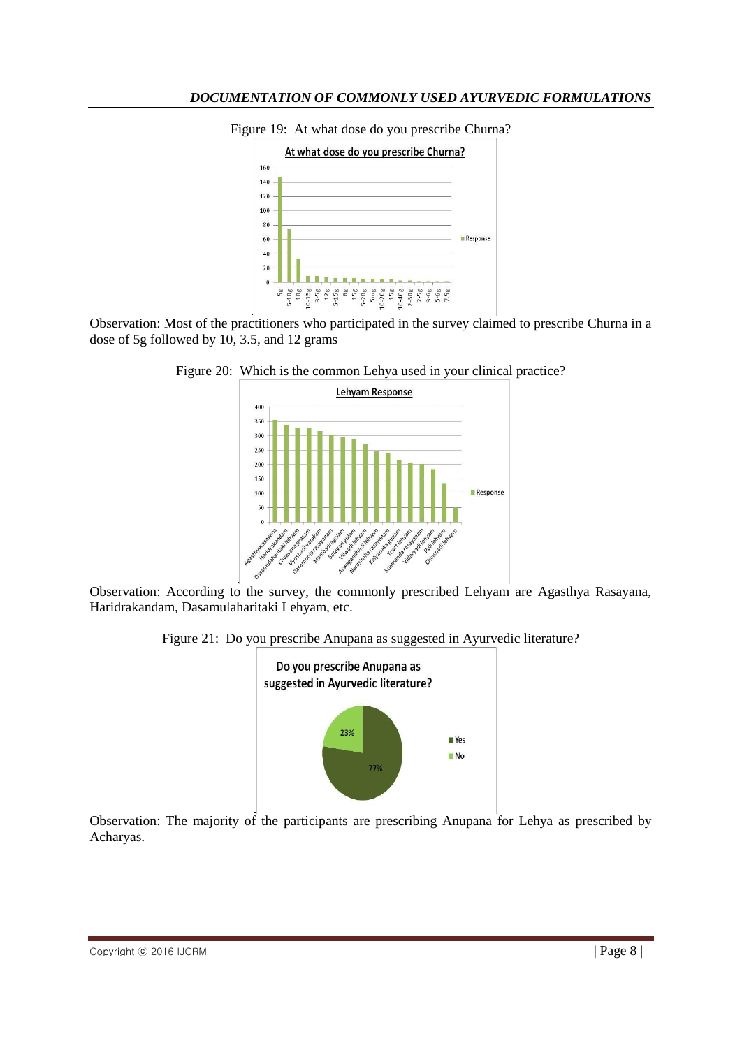Figure 19: At what dose do you prescribe Churna?

Observation: Most of the practitioners who participated in the survey claimed to prescribe Churna in a dose of 5g followed by 10, 3.5, and 12 grams

Figure 20: Which is the common Lehya used in your clinical practice?

Observation: According to the survey, the commonly prescribed Lehyam are Agasthya Rasayana, Haridrakandam, Dasamulaharitaki Lehyam, etc.

Figure 21: Do you prescribe Anupana as suggested in Ayurvedic literature?

Observation: The majority of the participants are prescribing Anupana for Lehya as prescribed by Acharyas.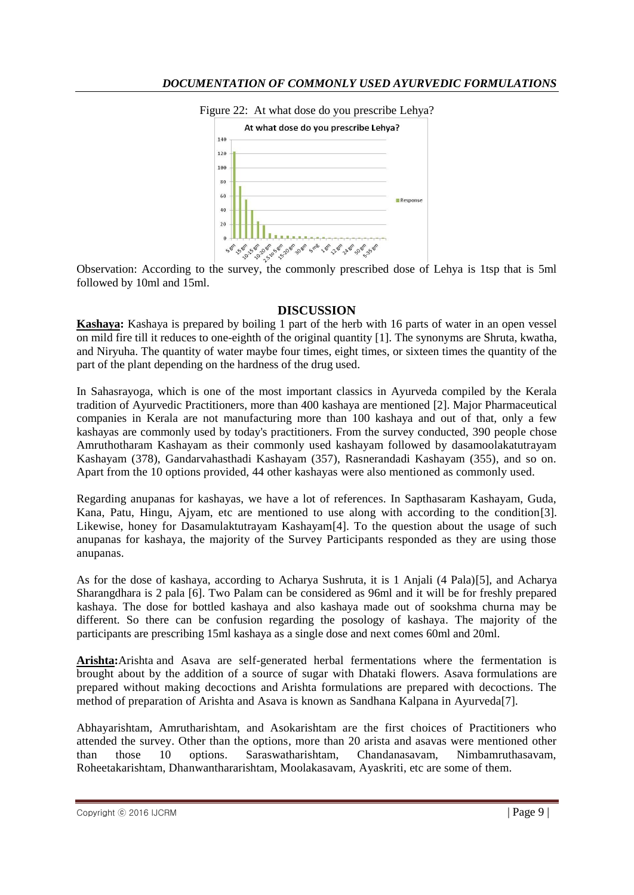Figure 22: At what dose do you prescribe Lehya?

Observation: According to the survey, the commonly prescribed dose of Lehya is 1tsp that is 5ml followed by 10ml and 15ml.

## DISCUSSION

**Kashaya:** Kashaya is prepared by boiling 1 part of the herb with 16 parts of water in an open vessel on mild fire till it reduces to one-eighth of the original quantity [1]. The synonyms are Shruta, kwatha, and Niryuha. The quantity of water maybe four times, eight times, or sixteen times the quantity of the part of the plant depending on the hardness of the drug used.

In Sahasrayoga, which is one of the most important classics in Ayurveda compiled by the Kerala tradition of Ayurvedic Practitioners, more than 400 kashaya are mentioned [2]. Major Pharmaceutical companies in Kerala are not manufacturing more than 100 kashaya and out of that, only a few kashayas are commonly used by today's practitioners. From the survey conducted, 390 people chose Amruthotharam Kashayam as their commonly used kashayam followed by dasamoolakatutrayam Kashayam (378), Gandarvahasthadi Kashayam (357), Rasnerandadi Kashayam (355), and so on. Apart from the 10 options provided, 44 other kashayas were also mentioned as commonly used.

Regarding anupanas for kashayas, we have a lot of references. In Sapthasaram Kashayam, Guda, Kana, Patu, Hingu, Ajyam, etc are mentioned to use along with according to the condition[3]. Likewise, honey for Dasamulaktutrayam Kashayam[4]. To the question about the usage of such anupanas for kashaya, the majority of the Survey Participants responded as they are using those anupanas.

As for the dose of kashaya, according to Acharya Sushruta, it is 1 Anjali (4 Pala)[5], and Acharya Sharangdhara is 2 pala [6]. Two Palam can be considered as 96ml and it will be for freshly prepared kashaya. The dose for bottled kashaya and also kashaya made out of sookshma churna may be different. So there can be confusion regarding the posology of kashaya. The majority of the participants are prescribing 15ml kashaya as a single dose and next comes 60ml and 20ml.

**Arishta:** Arishta and Asava are self-generated herbal fermentations where the fermentation is brought about by the addition of a source of sugar with Dhataki flowers. Asava formulations are prepared without making decoctions and Arishta formulations are prepared with decoctions. The method of preparation of Arishta and Asava is known as Sandhana Kalpana in Ayurveda[7].

Abhayarishtam, Amrutharishtam, and Asokarishtam are the first choices of Practitioners who attended the survey. Other than the options, more than 20 arista and asavas were mentioned other than those 10 options. Saraswatharishtam, Chandanasavam, Nimbamruthasavam, Roheetakarishtam, Dhanwanthararishtam, Moolakasavam, Ayaskriti, etc are some of them.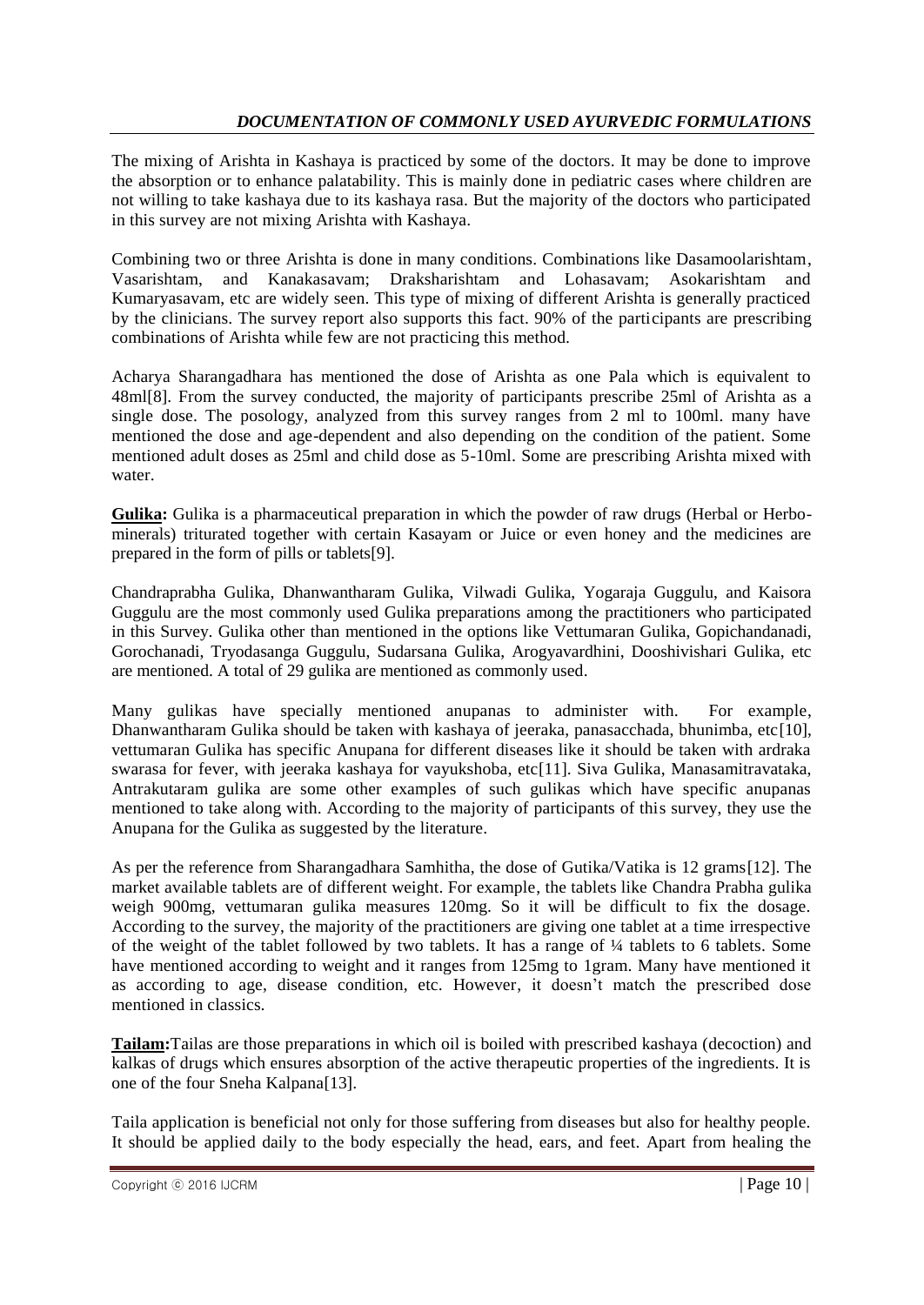The mixing of Arishta in Kashaya is practiced by some of the doctors. It may be done to improve the absorption or to enhance palatability. This is mainly done in pediatric cases where children are not willing to take kashaya due to its kashaya rasa. But the majority of the doctors who participated in this survey are not mixing Arishta with Kashaya.

Combining two or three Arishta is done in many conditions. Combinations like Dasamoolarishtam, Vasarishtam, and Kanakasavam; Draksharishtam and Lohasavam; Asokarishtam and Kumaryasavam, etc are widely seen. This type of mixing of different Arishta is generally practiced by the clinicians. The survey report also supports this fact. 90% of the participants are prescribing combinations of Arishta while few are not practicing this method.

Acharya Sharangadhara has mentioned the dose of Arishta as one Pala which is equivalent to 48ml[8]. From the survey conducted, the majority of participants prescribe 25ml of Arishta as a single dose. The posology, analyzed from this survey ranges from 2 ml to 100ml. many have mentioned the dose and age-dependent and also depending on the condition of the patient. Some mentioned adult doses as 25ml and child dose as 5-10ml. Some are prescribing Arishta mixed with water.

**Gulika:** Gulika is a pharmaceutical preparation in which the powder of raw drugs (Herbal or Herbo-minerals) triturated together with certain Kasayam or Juice or even honey and the medicines are prepared in the form of pills or tablets[9].

Chandraprabha Gulika, Dhanwantharam Gulika, Vilwadi Gulika, Yogaraja Guggulu, and Kaisora Guggulu are the most commonly used Gulika preparations among the practitioners who participated in this Survey. Gulika other than mentioned in the options like Vettumaran Gulika, Gopichandanadi, Gorochanadi, Tryodasanga Guggulu, Sudarsana Gulika, Arogyavardhini, Dooshivishari Gulika, etc are mentioned. A total of 29 gulika are mentioned as commonly used.

Many gulikas have specially mentioned anupanas to administer with. For example, Dhanwantharam Gulika should be taken with kashaya of jeeraka, panasacchada, bhunimba, etc[10], vettumaran Gulika has specific Anupana for different diseases like it should be taken with ardraka swarasa for fever, with jeeraka kashaya for vayukshoba, etc[11]. Siva Gulika, Manasamitravataka, Antrakutaram gulika are some other examples of such gulikas which have specific anupanas mentioned to take along with. According to the majority of participants of this survey, they use the Anupana for the Gulika as suggested by the literature.

As per the reference from Sharangadhara Samhitha, the dose of Gutika/Vatika is 12 grams[12]. The market available tablets are of different weight. For example, the tablets like Chandra Prabha gulika weigh 900mg, vettumaran gulika measures 120mg. So it will be difficult to fix the dosage. According to the survey, the majority of the practitioners are giving one tablet at a time irrespective of the weight of the tablet followed by two tablets. It has a range of ¼ tablets to 6 tablets. Some have mentioned according to weight and it ranges from 125mg to 1gram. Many have mentioned it as according to age, disease condition, etc. However, it doesn't match the prescribed dose mentioned in classics.

**Tailam:** Tailas are those preparations in which oil is boiled with prescribed kashaya (decoction) and kalkas of drugs which ensures absorption of the active therapeutic properties of the ingredients. It is one of the four Sneha Kalpana[13].

Taila application is beneficial not only for those suffering from diseases but also for healthy people. It should be applied daily to the body especially the head, ears, and feet. Apart from healing the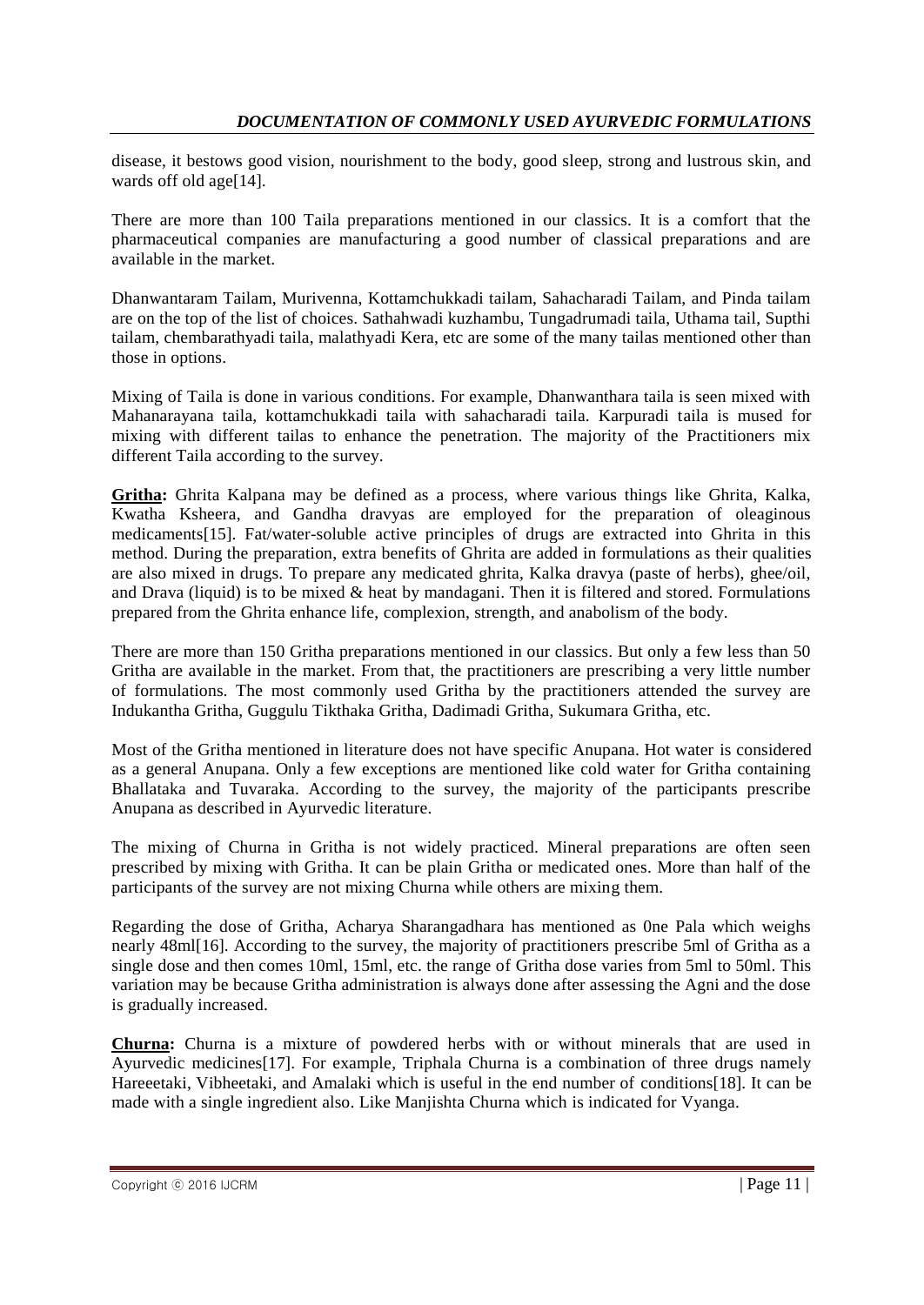disease, it bestows good vision, nourishment to the body, good sleep, strong and lustrous skin, and wards off old age[14].

There are more than 100 Taila preparations mentioned in our classics. It is a comfort that the pharmaceutical companies are manufacturing a good number of classical preparations and are available in the market.

Dhanwantaram Tailam, Murivenna, Kottamchukkadi tailam, Sahacharadi Tailam, and Pinda tailam are on the top of the list of choices. Sathahwadi kuzhambu, Tungadrumadi taila, Uthama tail, Supthi tailam, chembarathyadi taila, malathyadi Kera, etc are some of the many tailas mentioned other than those in options.

Mixing of Taila is done in various conditions. For example, Dhanwanthara taila is seen mixed with Mahanarayana taila, kottamchukkadi taila with sahacharadi taila. Karpuradi taila is mused for mixing with different tailas to enhance the penetration. The majority of the Practitioners mix different Taila according to the survey.

**Gritha:** Ghrita Kalpana may be defined as a process, where various things like Ghrita, Kalka, Kwatha Ksheera, and Gandha dravyas are employed for the preparation of oleaginous medicaments[15]. Fat/water-soluble active principles of drugs are extracted into Ghrita in this method. During the preparation, extra benefits of Ghrita are added in formulations as their qualities are also mixed in drugs. To prepare any medicated ghrita, Kalka dravya (paste of herbs), ghee/oil, and Drava (liquid) is to be mixed & heat by mandagani. Then it is filtered and stored. Formulations prepared from the Ghrita enhance life, complexion, strength, and anabolism of the body.

There are more than 150 Gritha preparations mentioned in our classics. But only a few less than 50 Gritha are available in the market. From that, the practitioners are prescribing a very little number of formulations. The most commonly used Gritha by the practitioners attended the survey are Indukantha Gritha, Guggulu Tikthaka Gritha, Dadimadi Gritha, Sukumara Gritha, etc.

Most of the Gritha mentioned in literature does not have specific Anupana. Hot water is considered as a general Anupana. Only a few exceptions are mentioned like cold water for Gritha containing Bhallataka and Tuvaraka. According to the survey, the majority of the participants prescribe Anupana as described in Ayurvedic literature.

The mixing of Churna in Gritha is not widely practiced. Mineral preparations are often seen prescribed by mixing with Gritha. It can be plain Gritha or medicated ones. More than half of the participants of the survey are not mixing Churna while others are mixing them.

Regarding the dose of Gritha, Acharya Sharangadhara has mentioned as 0ne Pala which weighs nearly 48ml[16]. According to the survey, the majority of practitioners prescribe 5ml of Gritha as a single dose and then comes 10ml, 15ml, etc. the range of Gritha dose varies from 5ml to 50ml. This variation may be because Gritha administration is always done after assessing the Agni and the dose is gradually increased.

**Churna:** Churna is a mixture of powdered herbs with or without minerals that are used in Ayurvedic medicines[17]. For example, Triphala Churna is a combination of three drugs namely Hareeetaki, Vibheetaki, and Amalaki which is useful in the end number of conditions[18]. It can be made with a single ingredient also. Like Manjishta Churna which is indicated for Vyanga.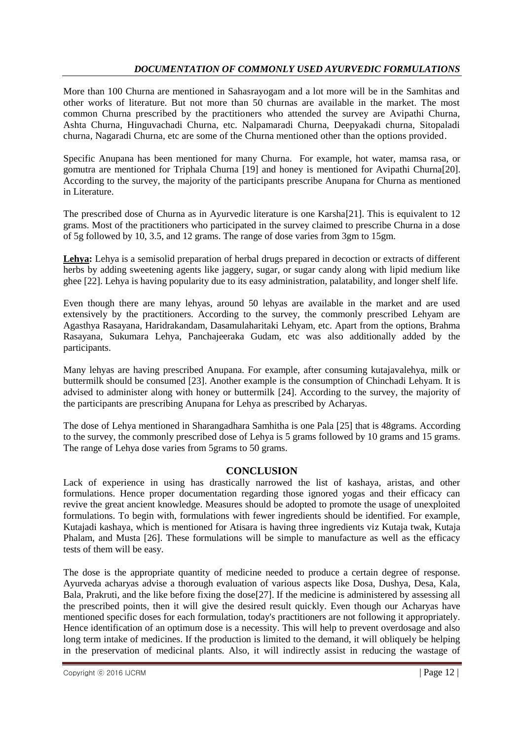More than 100 Churna are mentioned in Sahasrayogam and a lot more will be in the Samhitas and other works of literature. But not more than 50 churnas are available in the market. The most common Churna prescribed by the practitioners who attended the survey are Avipathi Churna, Ashta Churna, Hinguvachadi Churna, etc. Nalpamaradi Churna, Deepyakadi churna, Sitopaladi churna, Nagaradi Churna, etc are some of the Churna mentioned other than the options provided.

Specific Anupana has been mentioned for many Churna. For example, hot water, mamsa rasa, or gomutra are mentioned for Triphala Churna [19] and honey is mentioned for Avipathi Churna[20]. According to the survey, the majority of the participants prescribe Anupana for Churna as mentioned in Literature.

The prescribed dose of Churna as in Ayurvedic literature is one Karsha[21]. This is equivalent to 12 grams. Most of the practitioners who participated in the survey claimed to prescribe Churna in a dose of 5g followed by 10, 3.5, and 12 grams. The range of dose varies from 3gm to 15gm.

**Lehya:** Lehya is a semisolid preparation of herbal drugs prepared in decoction or extracts of different herbs by adding sweetening agents like jaggery, sugar, or sugar candy along with lipid medium like ghee [22]. Lehya is having popularity due to its easy administration, palatability, and longer shelf life.

Even though there are many lehyas, around 50 lehyas are available in the market and are used extensively by the practitioners. According to the survey, the commonly prescribed Lehyam are Agasthya Rasayana, Haridrakandam, Dasamulaharitaki Lehyam, etc. Apart from the options, Brahma Rasayana, Sukumara Lehya, Panchajeeraka Gudam, etc was also additionally added by the participants.

Many lehyas are having prescribed Anupana. For example, after consuming kutajavalehya, milk or buttermilk should be consumed [23]. Another example is the consumption of Chinchadi Lehyam. It is advised to administer along with honey or buttermilk [24]. According to the survey, the majority of the participants are prescribing Anupana for Lehya as prescribed by Acharyas.

The dose of Lehya mentioned in Sharangadhara Samhitha is one Pala [25] that is 48grams. According to the survey, the commonly prescribed dose of Lehya is 5 grams followed by 10 grams and 15 grams. The range of Lehya dose varies from 5grams to 50 grams.

## CONCLUSION

Lack of experience in using has drastically narrowed the list of kashaya, aristas, and other formulations. Hence proper documentation regarding those ignored yogas and their efficacy can revive the great ancient knowledge. Measures should be adopted to promote the usage of unexploited formulations. To begin with, formulations with fewer ingredients should be identified. For example, Kutajadi kashaya, which is mentioned for Atisara is having three ingredients viz Kutaja twak, Kutaja Phalam, and Musta [26]. These formulations will be simple to manufacture as well as the efficacy tests of them will be easy.

The dose is the appropriate quantity of medicine needed to produce a certain degree of response. Ayurveda acharyas advise a thorough evaluation of various aspects like Dosa, Dushya, Desa, Kala, Bala, Prakruti, and the like before fixing the dose[27]. If the medicine is administered by assessing all the prescribed points, then it will give the desired result quickly. Even though our Acharyas have mentioned specific doses for each formulation, today's practitioners are not following it appropriately. Hence identification of an optimum dose is a necessity. This will help to prevent overdosage and also long term intake of medicines. If the production is limited to the demand, it will obliquely be helping in the preservation of medicinal plants. Also, it will indirectly assist in reducing the wastage of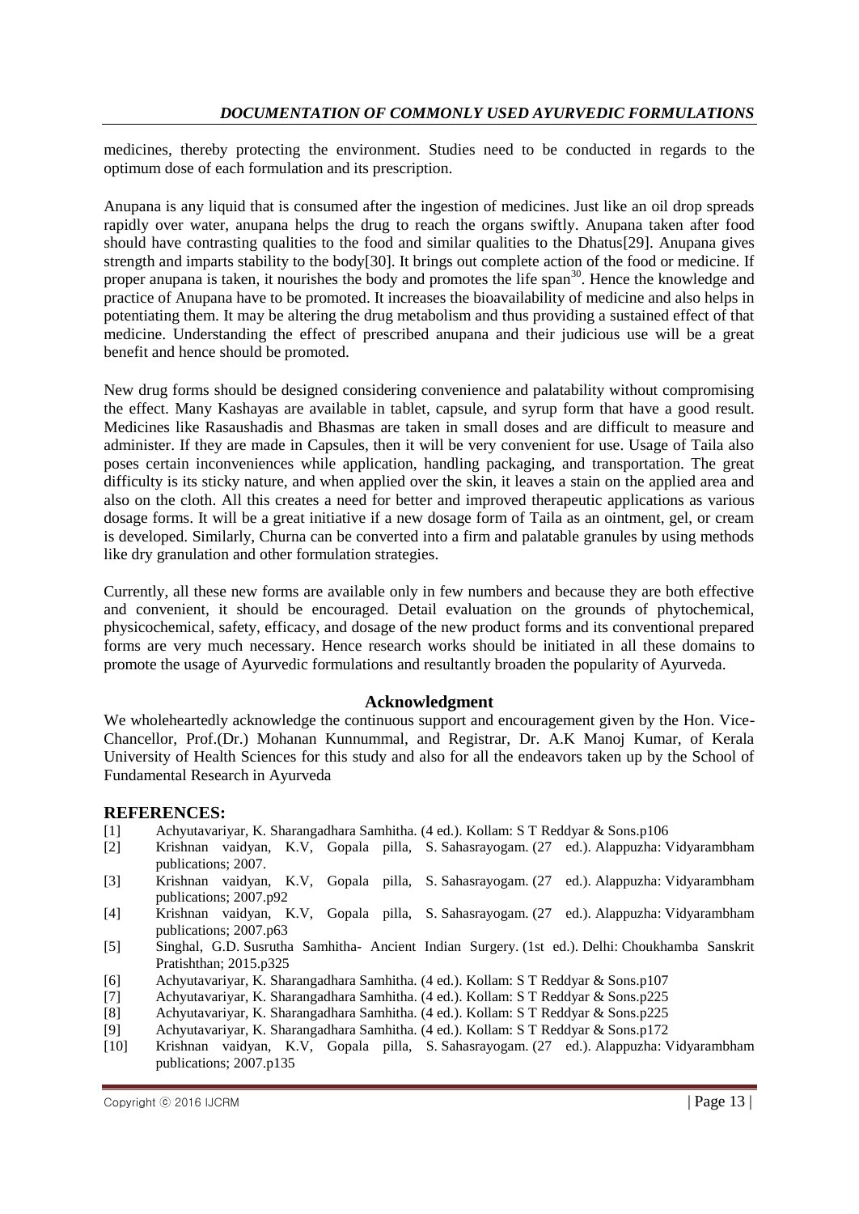medicines, thereby protecting the environment. Studies need to be conducted in regards to the optimum dose of each formulation and its prescription.

Anupana is any liquid that is consumed after the ingestion of medicines. Just like an oil drop spreads rapidly over water, anupana helps the drug to reach the organs swiftly. Anupana taken after food should have contrasting qualities to the food and similar qualities to the Dhatus[29]. Anupana gives strength and imparts stability to the body[30]. It brings out complete action of the food or medicine. If proper anupana is taken, it nourishes the body and promotes the life span[30]. Hence the knowledge and practice of Anupana have to be promoted. It increases the bioavailability of medicine and also helps in potentiating them. It may be altering the drug metabolism and thus providing a sustained effect of that medicine. Understanding the effect of prescribed anupana and their judicious use will be a great benefit and hence should be promoted.

New drug forms should be designed considering convenience and palatability without compromising the effect. Many Kashayas are available in tablet, capsule, and syrup form that have a good result. Medicines like Rasaushadis and Bhasmas are taken in small doses and are difficult to measure and administer. If they are made in Capsules, then it will be very convenient for use. Usage of Taila also poses certain inconveniences while application, handling packaging, and transportation. The great difficulty is its sticky nature, and when applied over the skin, it leaves a stain on the applied area and also on the cloth. All this creates a need for better and improved therapeutic applications as various dosage forms. It will be a great initiative if a new dosage form of Taila as an ointment, gel, or cream is developed. Similarly, Churna can be converted into a firm and palatable granules by using methods like dry granulation and other formulation strategies.

Currently, all these new forms are available only in few numbers and because they are both effective and convenient, it should be encouraged. Detail evaluation on the grounds of phytochemical, physicochemical, safety, efficacy, and dosage of the new product forms and its conventional prepared forms are very much necessary. Hence research works should be initiated in all these domains to promote the usage of Ayurvedic formulations and resultantly broaden the popularity of Ayurveda.

## Acknowledgment

We wholeheartedly acknowledge the continuous support and encouragement given by the Hon. Vice-Chancellor, Prof.(Dr.) Mohanan Kunnummal, and Registrar, Dr. A.K Manoj Kumar, of Kerala University of Health Sciences for this study and also for all the endeavors taken up by the School of Fundamental Research in Ayurveda

## REFERENCES:

[1] Achyutavariyar, K. Sharangadhara Samhitha. (4 ed.). Kollam: S T Reddyar & Sons.p106

[2] Krishnan vaidyan, K.V, Gopala pilla, S. Sahasrayogam. (27 ed.). Alappuzha: Vidyarambham publications; 2007.

[3] Krishnan vaidyan, K.V, Gopala pilla, S. Sahasrayogam. (27 ed.). Alappuzha: Vidyarambham publications; 2007.p92

[4] Krishnan vaidyan, K.V, Gopala pilla, S. Sahasrayogam. (27 ed.). Alappuzha: Vidyarambham publications; 2007.p63

[5] Singhal, G.D. Susrutha Samhitha- Ancient Indian Surgery. (1st ed.). Delhi: Choukhamba Sanskrit Pratishthan; 2015.p325

[6] Achyutavariyar, K. Sharangadhara Samhitha. (4 ed.). Kollam: S T Reddyar & Sons.p107

[7] Achyutavariyar, K. Sharangadhara Samhitha. (4 ed.). Kollam: S T Reddyar & Sons.p225

[8] Achyutavariyar, K. Sharangadhara Samhitha. (4 ed.). Kollam: S T Reddyar & Sons.p225

[9] Achyutavariyar, K. Sharangadhara Samhitha. (4 ed.). Kollam: S T Reddyar & Sons.p172

[10] Krishnan vaidyan, K.V, Gopala pilla, S. Sahasrayogam. (27 ed.). Alappuzha: Vidyarambham publications; 2007.p135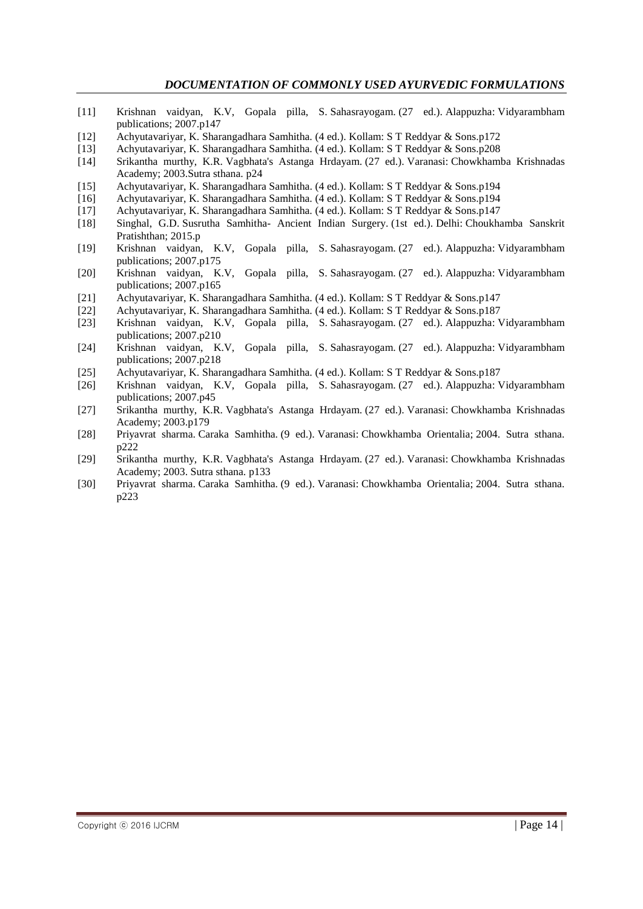[11] Krishnan vaidyan, K.V, Gopala pilla, S. Sahasrayogam. (27 ed.). Alappuzha: Vidyarambham publications; 2007.p147

[12] Achyutavariyar, K. Sharangadhara Samhitha. (4 ed.). Kollam: S T Reddyar & Sons.p172

[13] Achyutavariyar, K. Sharangadhara Samhitha. (4 ed.). Kollam: S T Reddyar & Sons.p208

[14] Srikantha murthy, K.R. Vagbhata's Astanga Hrdayam. (27 ed.). Varanasi: Chowkhamba Krishnadas Academy; 2003.Sutra sthana. p24

[15] Achyutavariyar, K. Sharangadhara Samhitha. (4 ed.). Kollam: S T Reddyar & Sons.p194

[16] Achyutavariyar, K. Sharangadhara Samhitha. (4 ed.). Kollam: S T Reddyar & Sons.p194

[17] Achyutavariyar, K. Sharangadhara Samhitha. (4 ed.). Kollam: S T Reddyar & Sons.p147

[18] Singhal, G.D. Susrutha Samhitha- Ancient Indian Surgery. (1st ed.). Delhi: Choukhamba Sanskrit Pratishthan; 2015.p

[19] Krishnan vaidyan, K.V, Gopala pilla, S. Sahasrayogam. (27 ed.). Alappuzha: Vidyarambham publications; 2007.p175

[20] Krishnan vaidyan, K.V, Gopala pilla, S. Sahasrayogam. (27 ed.). Alappuzha: Vidyarambham publications; 2007.p165

[21] Achyutavariyar, K. Sharangadhara Samhitha. (4 ed.). Kollam: S T Reddyar & Sons.p147

[22] Achyutavariyar, K. Sharangadhara Samhitha. (4 ed.). Kollam: S T Reddyar & Sons.p187

[23] Krishnan vaidyan, K.V, Gopala pilla, S. Sahasrayogam. (27 ed.). Alappuzha: Vidyarambham publications; 2007.p210

[24] Krishnan vaidyan, K.V, Gopala pilla, S. Sahasrayogam. (27 ed.). Alappuzha: Vidyarambham publications; 2007.p218

[25] Achyutavariyar, K. Sharangadhara Samhitha. (4 ed.). Kollam: S T Reddyar & Sons.p187

[26] Krishnan vaidyan, K.V, Gopala pilla, S. Sahasrayogam. (27 ed.). Alappuzha: Vidyarambham publications; 2007.p45

[27] Srikantha murthy, K.R. Vagbhata's Astanga Hrdayam. (27 ed.). Varanasi: Chowkhamba Krishnadas Academy; 2003.p179

[28] Priyavrat sharma. Caraka Samhitha. (9 ed.). Varanasi: Chowkhamba Orientalia; 2004. Sutra sthana. p222

[29] Srikantha murthy, K.R. Vagbhata's Astanga Hrdayam. (27 ed.). Varanasi: Chowkhamba Krishnadas Academy; 2003. Sutra sthana. p133

[30] Priyavrat sharma. Caraka Samhitha. (9 ed.). Varanasi: Chowkhamba Orientalia; 2004. Sutra sthana. p223